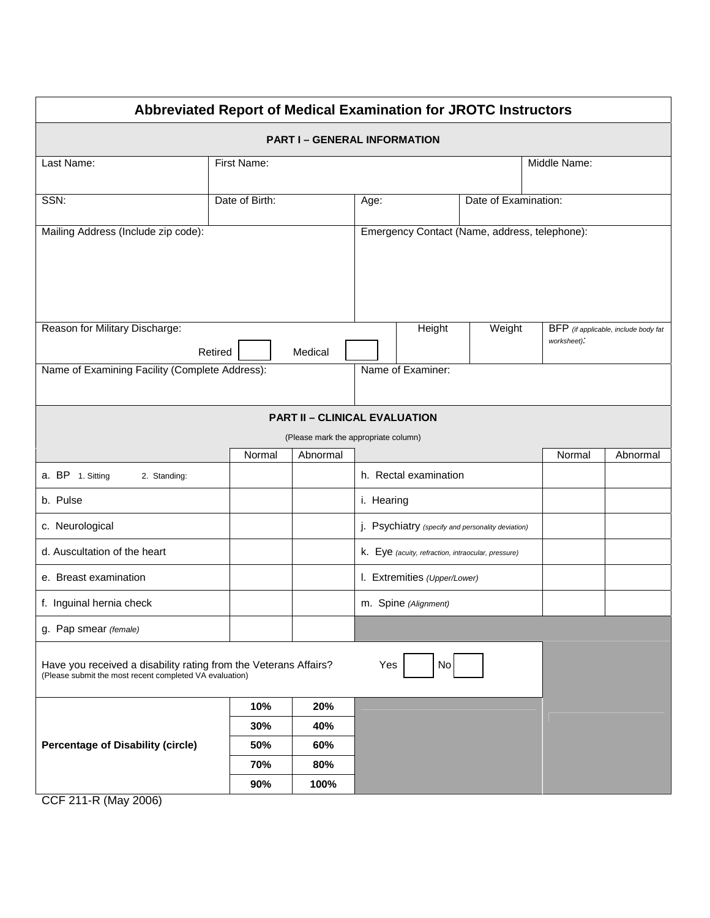# Abbreviated Report of Medical Examination for JROTC Instructors

## PART I – GENERAL INFORMATION

| Last Name: | First Name: | Middle Name: |
|---|---|---|
| | | |

| SSN: | Date of Birth: | Age: | Date of Examination: |
|---|---|---|---|
| | | | |

| Mailing Address (Include zip code): | Emergency Contact (Name, address, telephone): |
|---|---|
| | |

| Reason for Military Discharge: | Height | Weight | BFP *(if applicable, include body fat worksheet)*: |
|---|---|---|---|
| Retired ☐ Medical ☐ | | | |

| Name of Examining Facility (Complete Address): | Name of Examiner: |
|---|---|
| | |

## PART II – CLINICAL EVALUATION

(Please mark the appropriate column)

| | Normal | Abnormal | | Normal | Abnormal |
|---|---|---|---|---|---|
| a. BP 1. Sitting 2. Standing: | | | h. Rectal examination | | |
| b. Pulse | | | i. Hearing | | |
| c. Neurological | | | j. Psychiatry *(specify and personality deviation)* | | |
| d. Auscultation of the heart | | | k. Eye *(acuity, refraction, intraocular, pressure)* | | |
| e. Breast examination | | | l. Extremities *(Upper/Lower)* | | |
| f. Inguinal hernia check | | | m. Spine *(Alignment)* | | |
| g. Pap smear *(female)* | | | | | |

Have you received a disability rating from the Veterans Affairs? Yes ☐ No ☐
(Please submit the most recent completed VA evaluation)

| Percentage of Disability (circle) | | |
|---|---|---|
| | **10%** | **20%** |
| | **30%** | **40%** |
| | **50%** | **60%** |
| | **70%** | **80%** |
| | **90%** | **100%** |

CCF 211-R (May 2006)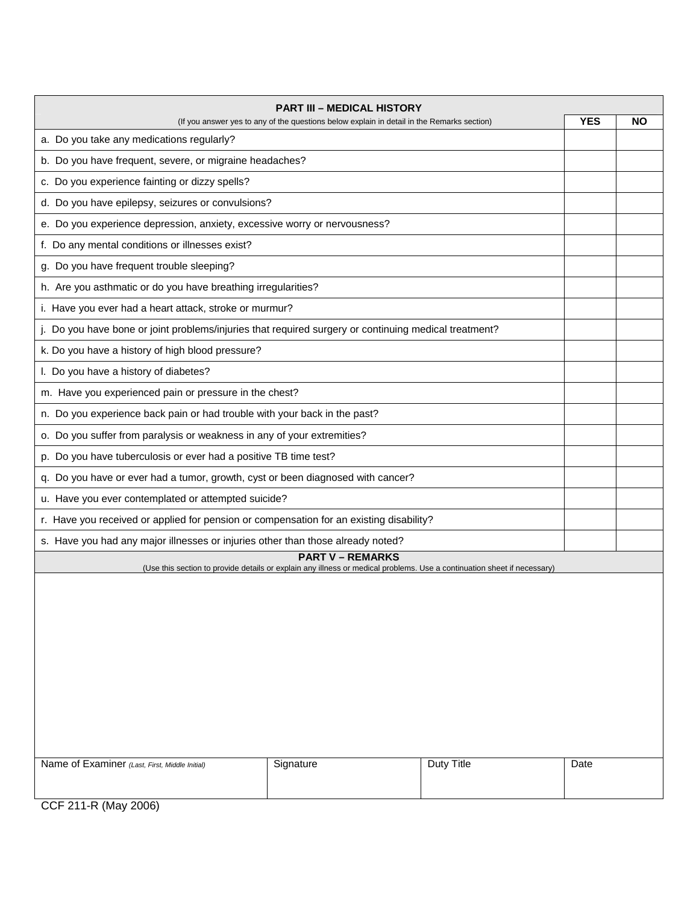## PART III – MEDICAL HISTORY

(If you answer yes to any of the questions below explain in detail in the Remarks section)

| | YES | NO |
|---|---|---|
| a. Do you take any medications regularly? | | |
| b. Do you have frequent, severe, or migraine headaches? | | |
| c. Do you experience fainting or dizzy spells? | | |
| d. Do you have epilepsy, seizures or convulsions? | | |
| e. Do you experience depression, anxiety, excessive worry or nervousness? | | |
| f. Do any mental conditions or illnesses exist? | | |
| g. Do you have frequent trouble sleeping? | | |
| h. Are you asthmatic or do you have breathing irregularities? | | |
| i. Have you ever had a heart attack, stroke or murmur? | | |
| j. Do you have bone or joint problems/injuries that required surgery or continuing medical treatment? | | |
| k. Do you have a history of high blood pressure? | | |
| l. Do you have a history of diabetes? | | |
| m. Have you experienced pain or pressure in the chest? | | |
| n. Do you experience back pain or had trouble with your back in the past? | | |
| o. Do you suffer from paralysis or weakness in any of your extremities? | | |
| p. Do you have tuberculosis or ever had a positive TB time test? | | |
| q. Do you have or ever had a tumor, growth, cyst or been diagnosed with cancer? | | |
| u. Have you ever contemplated or attempted suicide? | | |
| r. Have you received or applied for pension or compensation for an existing disability? | | |
| s. Have you had any major illnesses or injuries other than those already noted? | | |

## PART V – REMARKS

(Use this section to provide details or explain any illness or medical problems. Use a continuation sheet if necessary)

| Name of Examiner *(Last, First, Middle Initial)* | Signature | Duty Title | Date |
|---|---|---|---|
| | | | |

CCF 211-R (May 2006)